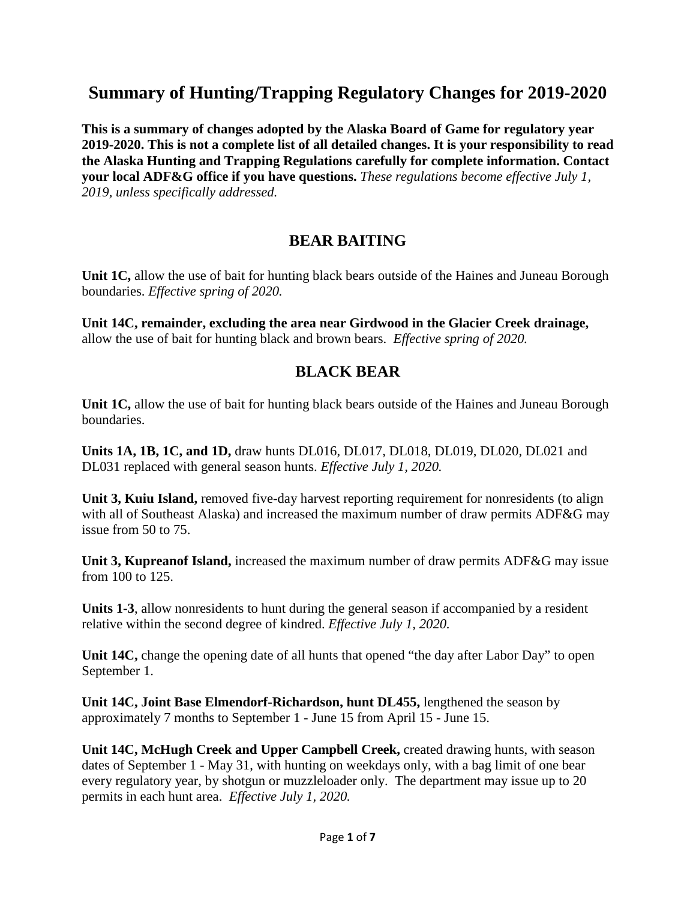# Summary of Hunting/Trapping Regulatory Changes for 2019-2020

**This is a summary of changes adopted by the Alaska Board of Game for regulatory year 2019-2020. This is not a complete list of all detailed changes. It is your responsibility to read the Alaska Hunting and Trapping Regulations carefully for complete information. Contact your local ADF&G office if you have questions.** *These regulations become effective July 1, 2019, unless specifically addressed.*

## BEAR BAITING

**Unit 1C,** allow the use of bait for hunting black bears outside of the Haines and Juneau Borough boundaries. *Effective spring of 2020.*

**Unit 14C, remainder, excluding the area near Girdwood in the Glacier Creek drainage,** allow the use of bait for hunting black and brown bears. *Effective spring of 2020.*

## BLACK BEAR

**Unit 1C,** allow the use of bait for hunting black bears outside of the Haines and Juneau Borough boundaries.

**Units 1A, 1B, 1C, and 1D,** draw hunts DL016, DL017, DL018, DL019, DL020, DL021 and DL031 replaced with general season hunts. *Effective July 1, 2020.*

**Unit 3, Kuiu Island,** removed five-day harvest reporting requirement for nonresidents (to align with all of Southeast Alaska) and increased the maximum number of draw permits ADF&G may issue from 50 to 75.

**Unit 3, Kupreanof Island,** increased the maximum number of draw permits ADF&G may issue from 100 to 125.

**Units 1-3**, allow nonresidents to hunt during the general season if accompanied by a resident relative within the second degree of kindred. *Effective July 1, 2020.*

**Unit 14C,** change the opening date of all hunts that opened "the day after Labor Day" to open September 1.

**Unit 14C, Joint Base Elmendorf-Richardson, hunt DL455,** lengthened the season by approximately 7 months to September 1 - June 15 from April 15 - June 15.

**Unit 14C, McHugh Creek and Upper Campbell Creek,** created drawing hunts, with season dates of September 1 - May 31, with hunting on weekdays only, with a bag limit of one bear every regulatory year, by shotgun or muzzleloader only. The department may issue up to 20 permits in each hunt area. *Effective July 1, 2020.*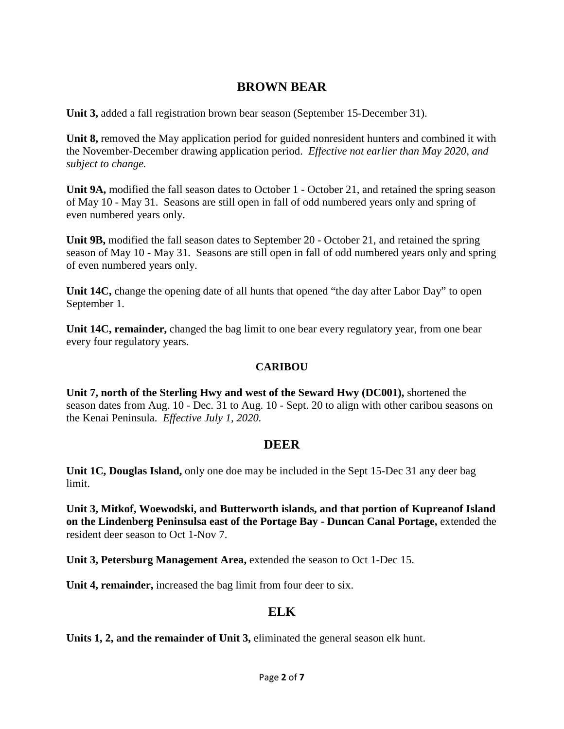## BROWN BEAR

**Unit 3,** added a fall registration brown bear season (September 15-December 31).

**Unit 8,** removed the May application period for guided nonresident hunters and combined it with the November-December drawing application period. *Effective not earlier than May 2020, and subject to change.*

**Unit 9A,** modified the fall season dates to October 1 - October 21, and retained the spring season of May 10 - May 31. Seasons are still open in fall of odd numbered years only and spring of even numbered years only.

**Unit 9B,** modified the fall season dates to September 20 - October 21, and retained the spring season of May 10 - May 31. Seasons are still open in fall of odd numbered years only and spring of even numbered years only.

**Unit 14C,** change the opening date of all hunts that opened "the day after Labor Day" to open September 1.

**Unit 14C, remainder,** changed the bag limit to one bear every regulatory year, from one bear every four regulatory years.

## CARIBOU

**Unit 7, north of the Sterling Hwy and west of the Seward Hwy (DC001),** shortened the season dates from Aug. 10 - Dec. 31 to Aug. 10 - Sept. 20 to align with other caribou seasons on the Kenai Peninsula. *Effective July 1, 2020.*

## DEER

**Unit 1C, Douglas Island,** only one doe may be included in the Sept 15-Dec 31 any deer bag limit.

**Unit 3, Mitkof, Woewodski, and Butterworth islands, and that portion of Kupreanof Island on the Lindenberg Peninsulsa east of the Portage Bay - Duncan Canal Portage,** extended the resident deer season to Oct 1-Nov 7.

**Unit 3, Petersburg Management Area,** extended the season to Oct 1-Dec 15.

**Unit 4, remainder,** increased the bag limit from four deer to six.

## ELK

**Units 1, 2, and the remainder of Unit 3,** eliminated the general season elk hunt.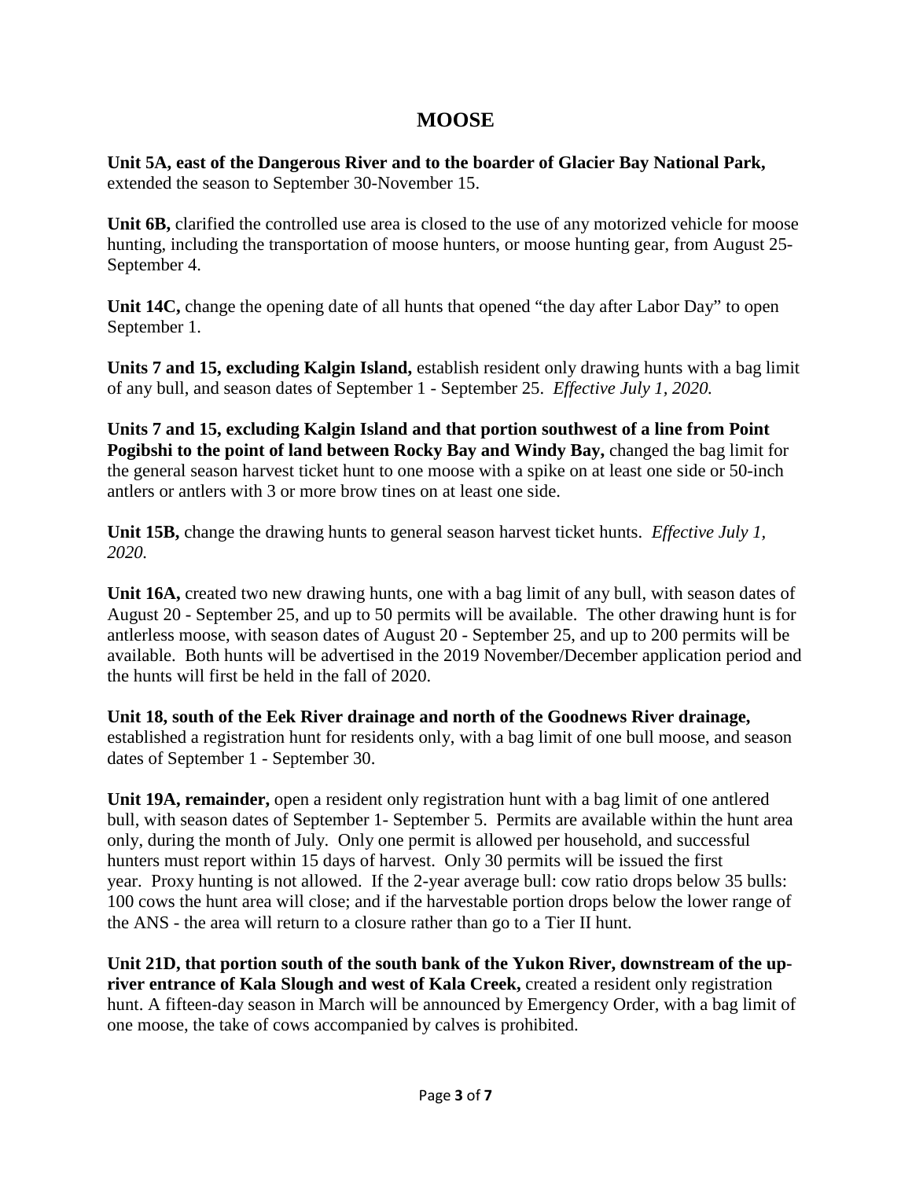# MOOSE

**Unit 5A, east of the Dangerous River and to the boarder of Glacier Bay National Park,** extended the season to September 30-November 15.

**Unit 6B,** clarified the controlled use area is closed to the use of any motorized vehicle for moose hunting, including the transportation of moose hunters, or moose hunting gear, from August 25-September 4.

**Unit 14C,** change the opening date of all hunts that opened "the day after Labor Day" to open September 1.

**Units 7 and 15, excluding Kalgin Island,** establish resident only drawing hunts with a bag limit of any bull, and season dates of September 1 - September 25. *Effective July 1, 2020.*

**Units 7 and 15, excluding Kalgin Island and that portion southwest of a line from Point Pogibshi to the point of land between Rocky Bay and Windy Bay,** changed the bag limit for the general season harvest ticket hunt to one moose with a spike on at least one side or 50-inch antlers or antlers with 3 or more brow tines on at least one side.

**Unit 15B,** change the drawing hunts to general season harvest ticket hunts. *Effective July 1, 2020.*

**Unit 16A,** created two new drawing hunts, one with a bag limit of any bull, with season dates of August 20 - September 25, and up to 50 permits will be available. The other drawing hunt is for antlerless moose, with season dates of August 20 - September 25, and up to 200 permits will be available. Both hunts will be advertised in the 2019 November/December application period and the hunts will first be held in the fall of 2020.

**Unit 18, south of the Eek River drainage and north of the Goodnews River drainage,** established a registration hunt for residents only, with a bag limit of one bull moose, and season dates of September 1 - September 30.

**Unit 19A, remainder,** open a resident only registration hunt with a bag limit of one antlered bull, with season dates of September 1- September 5. Permits are available within the hunt area only, during the month of July. Only one permit is allowed per household, and successful hunters must report within 15 days of harvest. Only 30 permits will be issued the first year. Proxy hunting is not allowed. If the 2-year average bull: cow ratio drops below 35 bulls: 100 cows the hunt area will close; and if the harvestable portion drops below the lower range of the ANS - the area will return to a closure rather than go to a Tier II hunt.

**Unit 21D, that portion south of the south bank of the Yukon River, downstream of the up-river entrance of Kala Slough and west of Kala Creek,** created a resident only registration hunt. A fifteen-day season in March will be announced by Emergency Order, with a bag limit of one moose, the take of cows accompanied by calves is prohibited.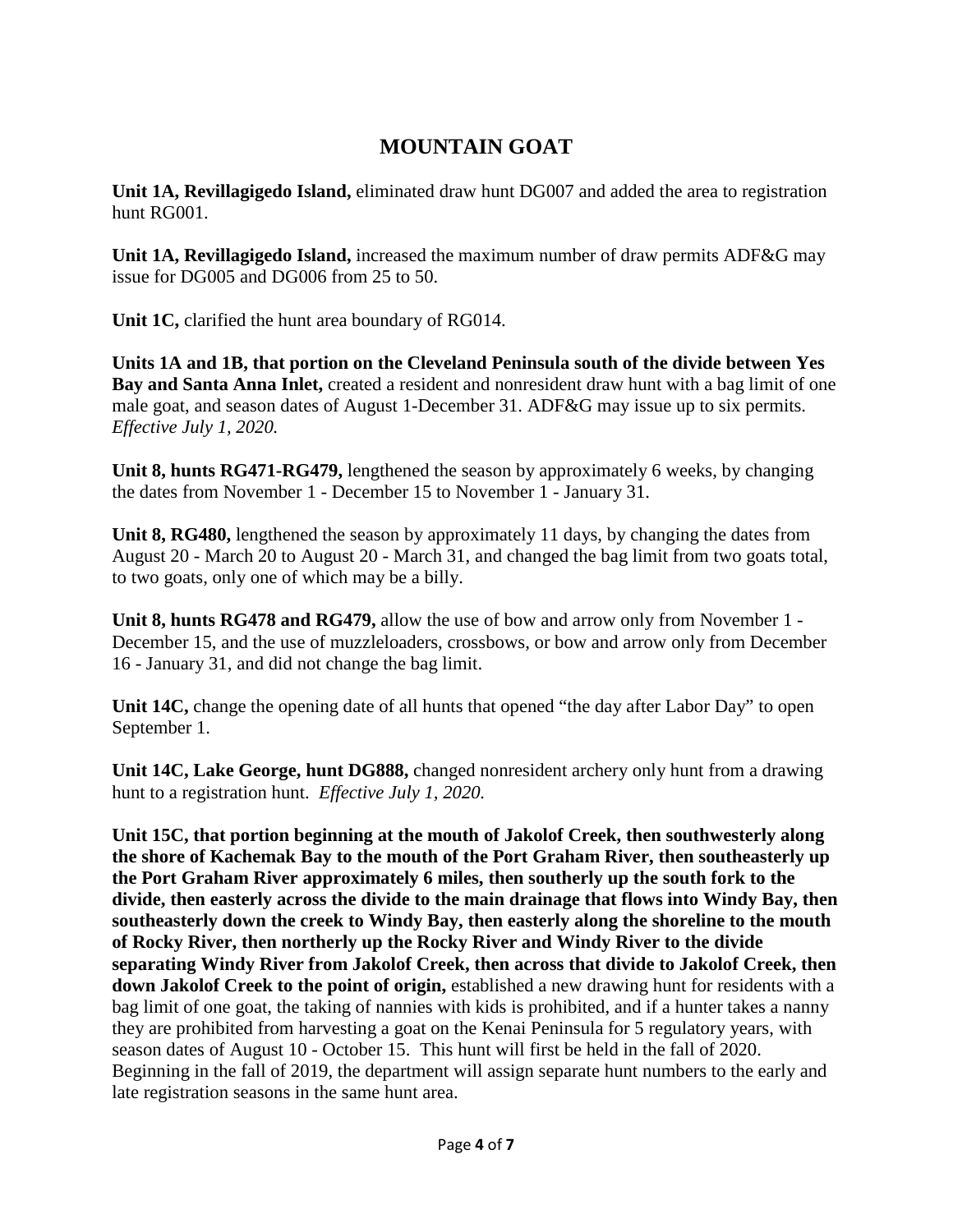# MOUNTAIN GOAT

**Unit 1A, Revillagigedo Island,** eliminated draw hunt DG007 and added the area to registration hunt RG001.

**Unit 1A, Revillagigedo Island,** increased the maximum number of draw permits ADF&G may issue for DG005 and DG006 from 25 to 50.

**Unit 1C,** clarified the hunt area boundary of RG014.

**Units 1A and 1B, that portion on the Cleveland Peninsula south of the divide between Yes Bay and Santa Anna Inlet,** created a resident and nonresident draw hunt with a bag limit of one male goat, and season dates of August 1-December 31. ADF&G may issue up to six permits. *Effective July 1, 2020.*

**Unit 8, hunts RG471-RG479,** lengthened the season by approximately 6 weeks, by changing the dates from November 1 - December 15 to November 1 - January 31.

**Unit 8, RG480,** lengthened the season by approximately 11 days, by changing the dates from August 20 - March 20 to August 20 - March 31, and changed the bag limit from two goats total, to two goats, only one of which may be a billy.

**Unit 8, hunts RG478 and RG479,** allow the use of bow and arrow only from November 1 - December 15, and the use of muzzleloaders, crossbows, or bow and arrow only from December 16 - January 31, and did not change the bag limit.

**Unit 14C,** change the opening date of all hunts that opened "the day after Labor Day" to open September 1.

**Unit 14C, Lake George, hunt DG888,** changed nonresident archery only hunt from a drawing hunt to a registration hunt. *Effective July 1, 2020.*

**Unit 15C, that portion beginning at the mouth of Jakolof Creek, then southwesterly along the shore of Kachemak Bay to the mouth of the Port Graham River, then southeasterly up the Port Graham River approximately 6 miles, then southerly up the south fork to the divide, then easterly across the divide to the main drainage that flows into Windy Bay, then southeasterly down the creek to Windy Bay, then easterly along the shoreline to the mouth of Rocky River, then northerly up the Rocky River and Windy River to the divide separating Windy River from Jakolof Creek, then across that divide to Jakolof Creek, then down Jakolof Creek to the point of origin,** established a new drawing hunt for residents with a bag limit of one goat, the taking of nannies with kids is prohibited, and if a hunter takes a nanny they are prohibited from harvesting a goat on the Kenai Peninsula for 5 regulatory years, with season dates of August 10 - October 15. This hunt will first be held in the fall of 2020. Beginning in the fall of 2019, the department will assign separate hunt numbers to the early and late registration seasons in the same hunt area.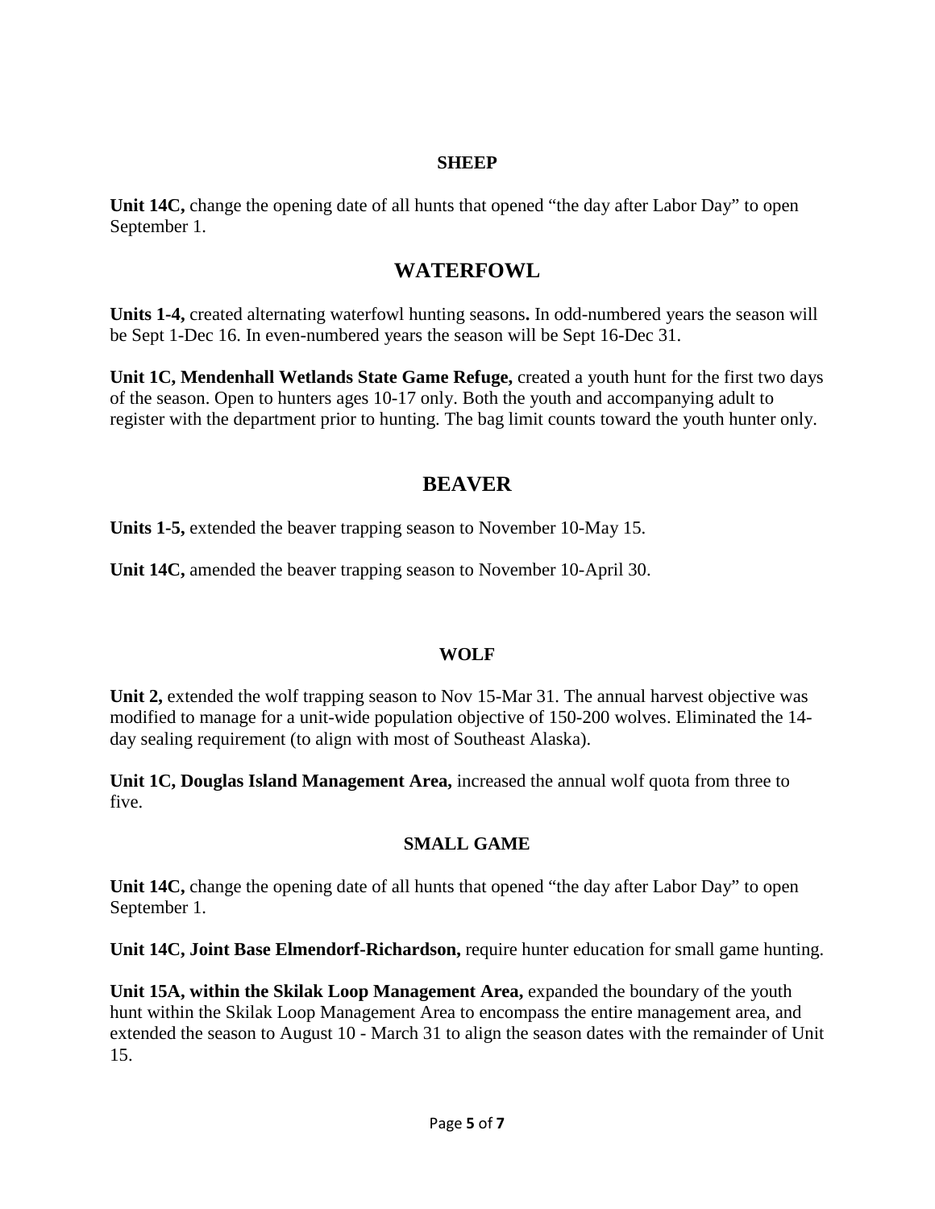**SHEEP**

**Unit 14C,** change the opening date of all hunts that opened "the day after Labor Day" to open September 1.

## WATERFOWL

**Units 1-4,** created alternating waterfowl hunting seasons**.** In odd-numbered years the season will be Sept 1-Dec 16. In even-numbered years the season will be Sept 16-Dec 31.

**Unit 1C, Mendenhall Wetlands State Game Refuge,** created a youth hunt for the first two days of the season. Open to hunters ages 10-17 only. Both the youth and accompanying adult to register with the department prior to hunting. The bag limit counts toward the youth hunter only.

## BEAVER

**Units 1-5,** extended the beaver trapping season to November 10-May 15.

**Unit 14C,** amended the beaver trapping season to November 10-April 30.

**WOLF**

**Unit 2,** extended the wolf trapping season to Nov 15-Mar 31. The annual harvest objective was modified to manage for a unit-wide population objective of 150-200 wolves. Eliminated the 14-day sealing requirement (to align with most of Southeast Alaska).

**Unit 1C, Douglas Island Management Area,** increased the annual wolf quota from three to five.

**SMALL GAME**

**Unit 14C,** change the opening date of all hunts that opened "the day after Labor Day" to open September 1.

**Unit 14C, Joint Base Elmendorf-Richardson,** require hunter education for small game hunting.

**Unit 15A, within the Skilak Loop Management Area,** expanded the boundary of the youth hunt within the Skilak Loop Management Area to encompass the entire management area, and extended the season to August 10 - March 31 to align the season dates with the remainder of Unit 15.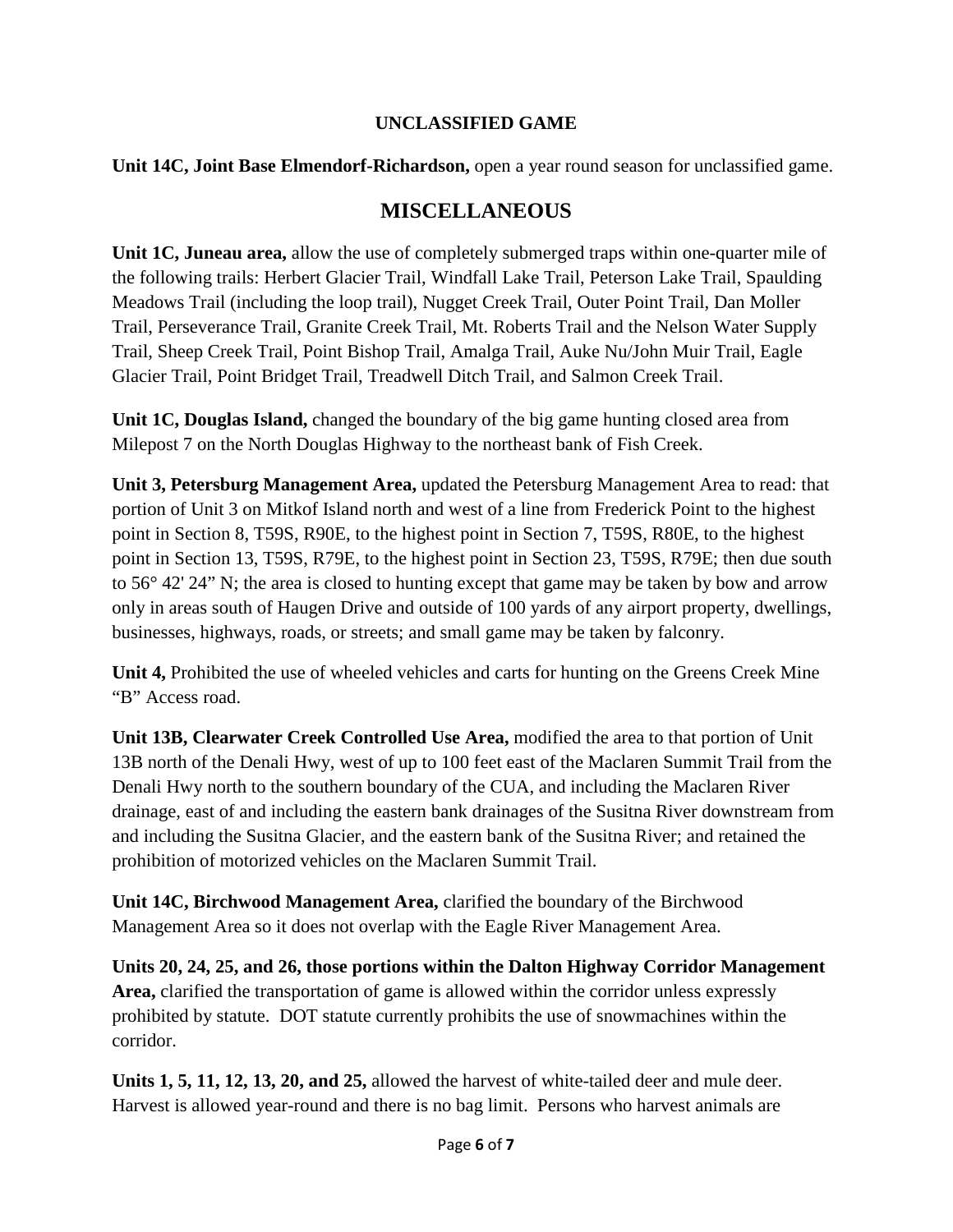## UNCLASSIFIED GAME

**Unit 14C, Joint Base Elmendorf-Richardson,** open a year round season for unclassified game.

# MISCELLANEOUS

**Unit 1C, Juneau area,** allow the use of completely submerged traps within one-quarter mile of the following trails: Herbert Glacier Trail, Windfall Lake Trail, Peterson Lake Trail, Spaulding Meadows Trail (including the loop trail), Nugget Creek Trail, Outer Point Trail, Dan Moller Trail, Perseverance Trail, Granite Creek Trail, Mt. Roberts Trail and the Nelson Water Supply Trail, Sheep Creek Trail, Point Bishop Trail, Amalga Trail, Auke Nu/John Muir Trail, Eagle Glacier Trail, Point Bridget Trail, Treadwell Ditch Trail, and Salmon Creek Trail.

**Unit 1C, Douglas Island,** changed the boundary of the big game hunting closed area from Milepost 7 on the North Douglas Highway to the northeast bank of Fish Creek.

**Unit 3, Petersburg Management Area,** updated the Petersburg Management Area to read: that portion of Unit 3 on Mitkof Island north and west of a line from Frederick Point to the highest point in Section 8, T59S, R90E, to the highest point in Section 7, T59S, R80E, to the highest point in Section 13, T59S, R79E, to the highest point in Section 23, T59S, R79E; then due south to 56° 42' 24" N; the area is closed to hunting except that game may be taken by bow and arrow only in areas south of Haugen Drive and outside of 100 yards of any airport property, dwellings, businesses, highways, roads, or streets; and small game may be taken by falconry.

**Unit 4,** Prohibited the use of wheeled vehicles and carts for hunting on the Greens Creek Mine "B" Access road.

**Unit 13B, Clearwater Creek Controlled Use Area,** modified the area to that portion of Unit 13B north of the Denali Hwy, west of up to 100 feet east of the Maclaren Summit Trail from the Denali Hwy north to the southern boundary of the CUA, and including the Maclaren River drainage, east of and including the eastern bank drainages of the Susitna River downstream from and including the Susitna Glacier, and the eastern bank of the Susitna River; and retained the prohibition of motorized vehicles on the Maclaren Summit Trail.

**Unit 14C, Birchwood Management Area,** clarified the boundary of the Birchwood Management Area so it does not overlap with the Eagle River Management Area.

**Units 20, 24, 25, and 26, those portions within the Dalton Highway Corridor Management Area,** clarified the transportation of game is allowed within the corridor unless expressly prohibited by statute. DOT statute currently prohibits the use of snowmachines within the corridor.

**Units 1, 5, 11, 12, 13, 20, and 25,** allowed the harvest of white-tailed deer and mule deer. Harvest is allowed year-round and there is no bag limit. Persons who harvest animals are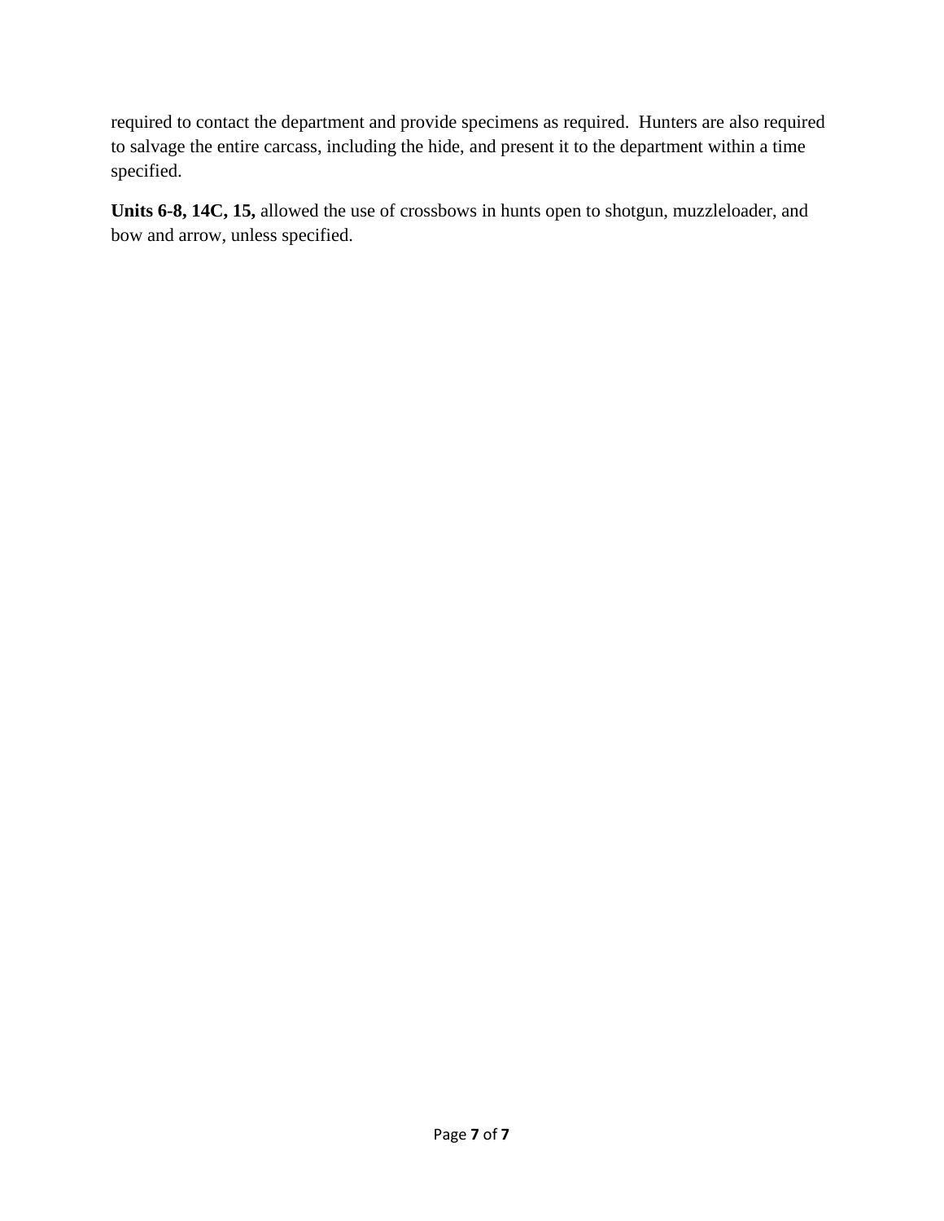required to contact the department and provide specimens as required.  Hunters are also required to salvage the entire carcass, including the hide, and present it to the department within a time specified.

**Units 6-8, 14C, 15,** allowed the use of crossbows in hunts open to shotgun, muzzleloader, and bow and arrow, unless specified.